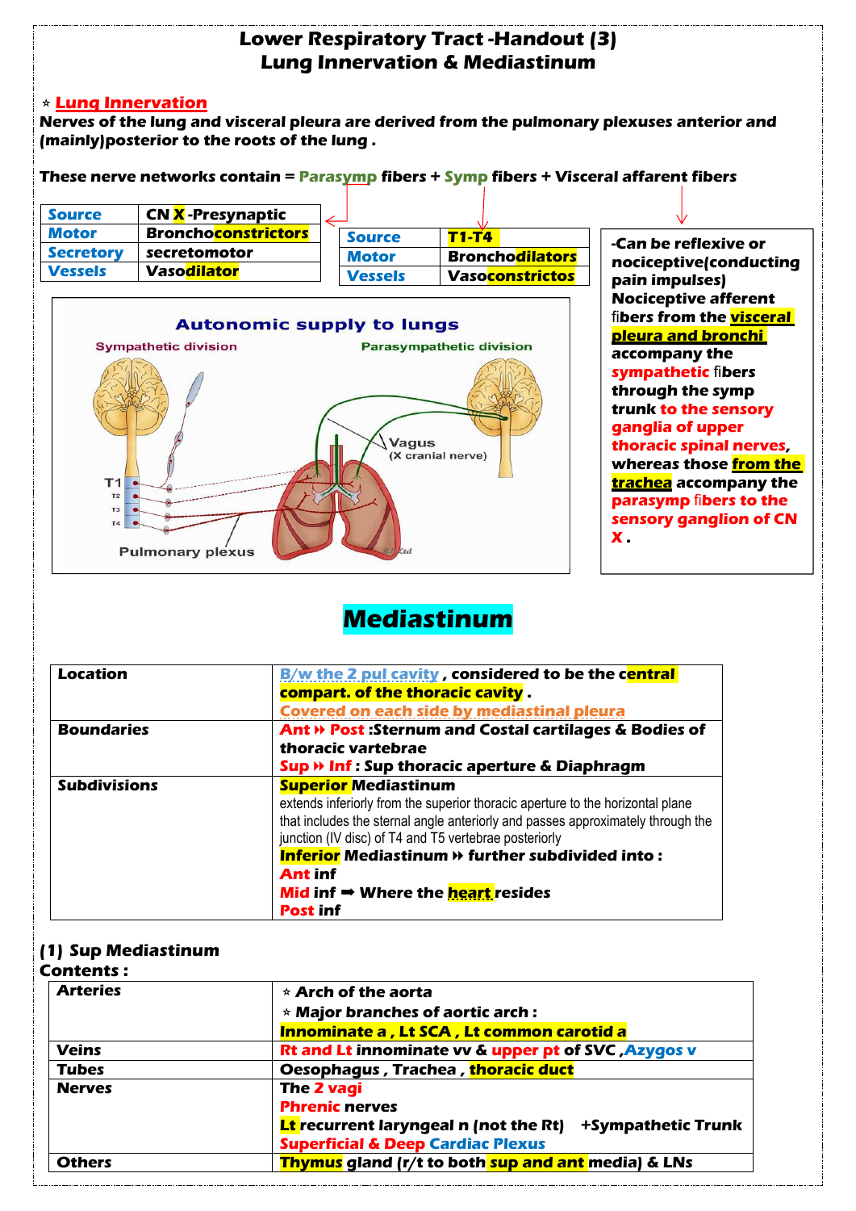# Lower Respiratory Tract -Handout (3)
# Lung Innervation & Mediastinum

⋆ **Lung Innervation**

**Nerves of the lung and visceral pleura are derived from the pulmonary plexuses anterior and (mainly)posterior to the roots of the lung .**

**These nerve networks contain = Parasymp fibers + Symp fibers + Visceral afferent fibers**

| Source | CN X -Presynaptic |
|---|---|
| Motor | Bronchoconstrictors |
| Secretory | secretomotor |
| Vessels | Vasodilator |

| Source | T1-T4 |
|---|---|
| Motor | Bronchodilators |
| Vessels | Vasoconstrictos |

-Can be reflexive or nociceptive(conducting pain impulses)
Nociceptive afferent fibers from the **visceral pleura and bronchi** accompany the **sympathetic** fibers through the symp trunk **to the sensory ganglia of upper thoracic spinal nerves**, whereas those **from the trachea** accompany the **parasymp** fibers **to the sensory ganglion of CN X** .

Autonomic supply to lungs

Sympathetic division — Parasympathetic division

T1, T2, T3, T4 — Vagus (X cranial nerve) — Pulmonary plexus

# Mediastinum

| | |
|---|---|
| **Location** | B/w the 2 pul cavity , considered to be the central compart. of the thoracic cavity . Covered on each side by mediastinal pleura |
| **Boundaries** | **Ant ⏵⏵ Post** :Sternum and Costal cartilages & Bodies of thoracic vartebrae<br>**Sup ⏵⏵ Inf** : Sup thoracic aperture & Diaphragm |
| **Subdivisions** | **Superior Mediastinum**<br>extends inferiorly from the superior thoracic aperture to the horizontal plane that includes the sternal angle anteriorly and passes approximately through the junction (IV disc) of T4 and T5 vertebrae posteriorly<br>**Inferior Mediastinum ⏵⏵ further subdivided into :**<br>**Ant inf**<br>**Mid inf ➡ Where the heart resides**<br>**Post inf** |

## (1) Sup Mediastinum

**Contents :**

| | |
|---|---|
| **Arteries** | ⋆ Arch of the aorta<br>⋆ Major branches of aortic arch :<br>Innominate a , Lt SCA , Lt common carotid a |
| **Veins** | Rt and Lt innominate vv & upper pt of SVC ,Azygos v |
| **Tubes** | Oesophagus , Trachea , thoracic duct |
| **Nerves** | The 2 vagi<br>Phrenic nerves<br>Lt recurrent laryngeal n (not the Rt) +Sympathetic Trunk<br>Superficial & Deep Cardiac Plexus |
| **Others** | Thymus gland (r/t to both sup and ant media) & LNs |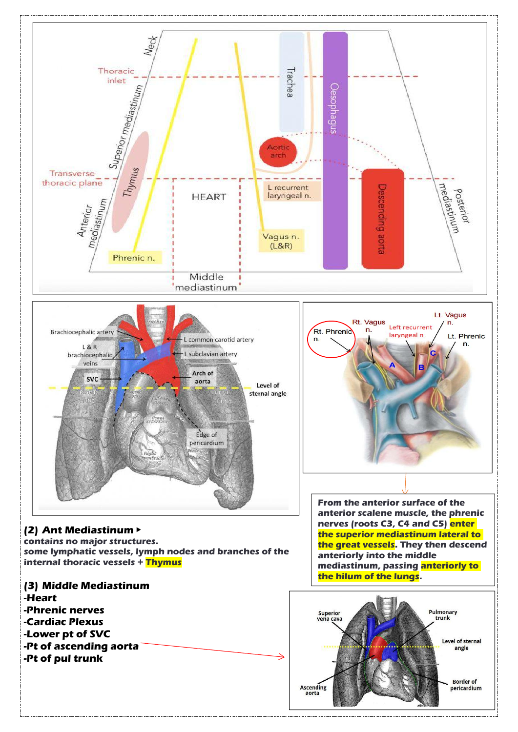From the anterior surface of the anterior scalene muscle, the phrenic nerves (roots C3, C4 and C5) **enter the superior mediastinum lateral to the great vessels**. They then descend anteriorly into the middle mediastinum, passing **anteriorly to the hilum of the lungs**.

### (2) Ant Mediastinum ▸

contains no major structures.
some lymphatic vessels, lymph nodes and branches of the internal thoracic vessels + **Thymus**

### (3) Middle Mediastinum

- **Heart**
- **Phrenic nerves**
- **Cardiac Plexus**
- **Lower pt of SVC**
- **Pt of ascending aorta**
- **Pt of pul trunk**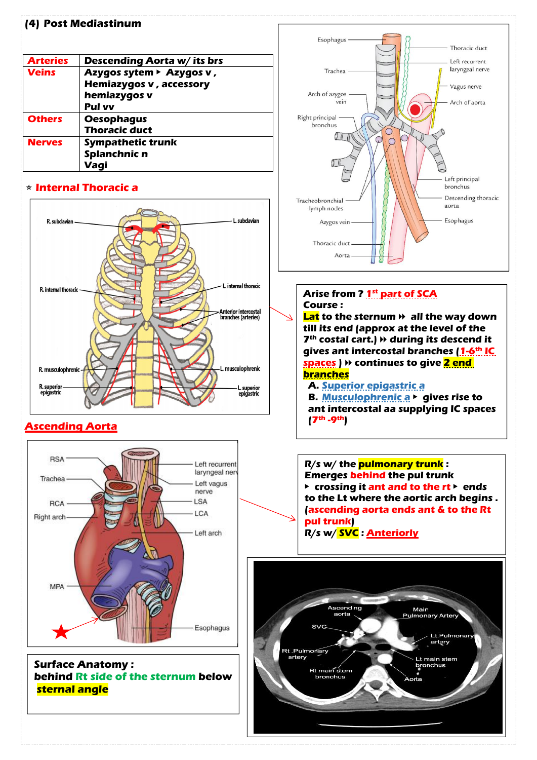## (4) Post Mediastinum

| | |
|---|---|
| **Arteries** | **Descending Aorta w/ its brs** |
| **Veins** | **Azygos sytem ▸ Azygos v , Hemiazygos v , accessory hemiazygos v**<br>**Pul vv** |
| **Others** | **Oesophagus**<br>**Thoracic duct** |
| **Nerves** | **Sympathetic trunk**<br>**Splanchnic n**<br>**Vagi** |

### ☆ Internal Thoracic a

**Arise from ? 1st part of SCA**

**Course :**

**Lat to the sternum ⏩ all the way down till its end (approx at the level of the 7th costal cart.) ⏩ during its descend it gives ant intercostal branches (1-6th IC spaces ) ⏩ continues to give 2 end branches**

- **A. Superior epigastric a**
- **B. Musculophrenic a ▸ gives rise to ant intercostal aa supplying IC spaces (7th -9th)**

### Ascending Aorta

**R/s w/ the pulmonary trunk :**
**Emerges behind the pul trunk ▸ crossing it ant and to the rt ▸ ends to the Lt where the aortic arch begins . (ascending aorta ends ant & to the Rt pul trunk)**
**R/s w/ SVC : Anteriorly**

**Surface Anatomy :**
**behind Rt side of the sternum below sternal angle**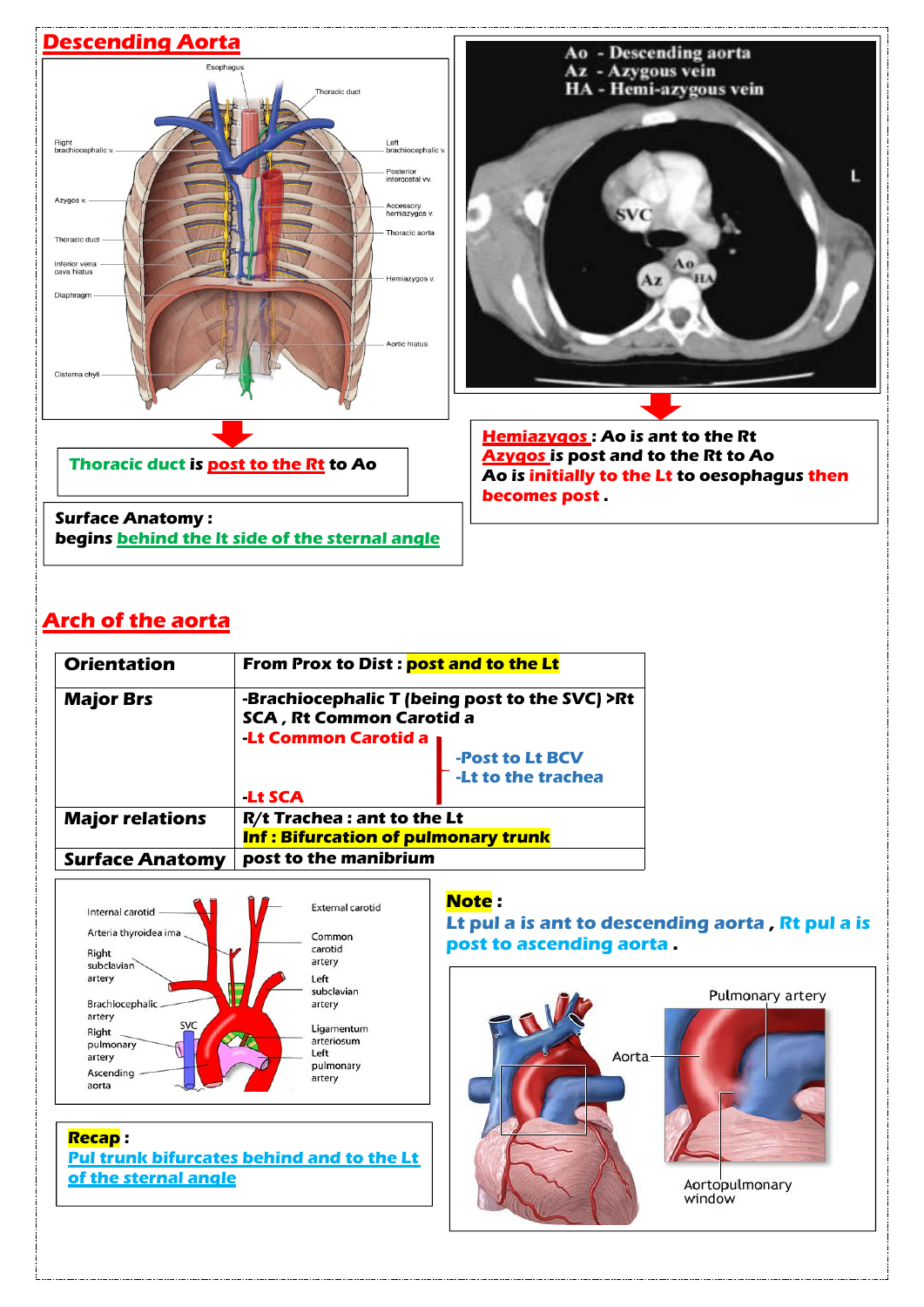## Descending Aorta

**Thoracic duct** is **post to the Rt** to Ao

**Surface Anatomy :**
**begins behind the lt side of the sternal angle**

**Hemiazygos** : Ao is ant to the Rt
**Azygos** is post and to the Rt to Ao
**Ao** is **initially to the Lt** to oesophagus **then becomes post** .

## Arch of the aorta

| Orientation | From Prox to Dist : post and to the Lt |
|---|---|
| Major Brs | -Brachiocephalic T (being post to the SVC) >Rt SCA , Rt Common Carotid a<br>-Lt Common Carotid a<br>-Lt SCA<br>(-Post to Lt BCV<br>-Lt to the trachea) |
| Major relations | R/t Trachea : ant to the Lt<br>Inf : Bifurcation of pulmonary trunk |
| Surface Anatomy | post to the manibrium |

**Note** :
**Lt pul a is ant to descending aorta , Rt pul a is post to ascending aorta .**

**Recap** :
**Pul trunk bifurcates behind and to the Lt of the sternal angle**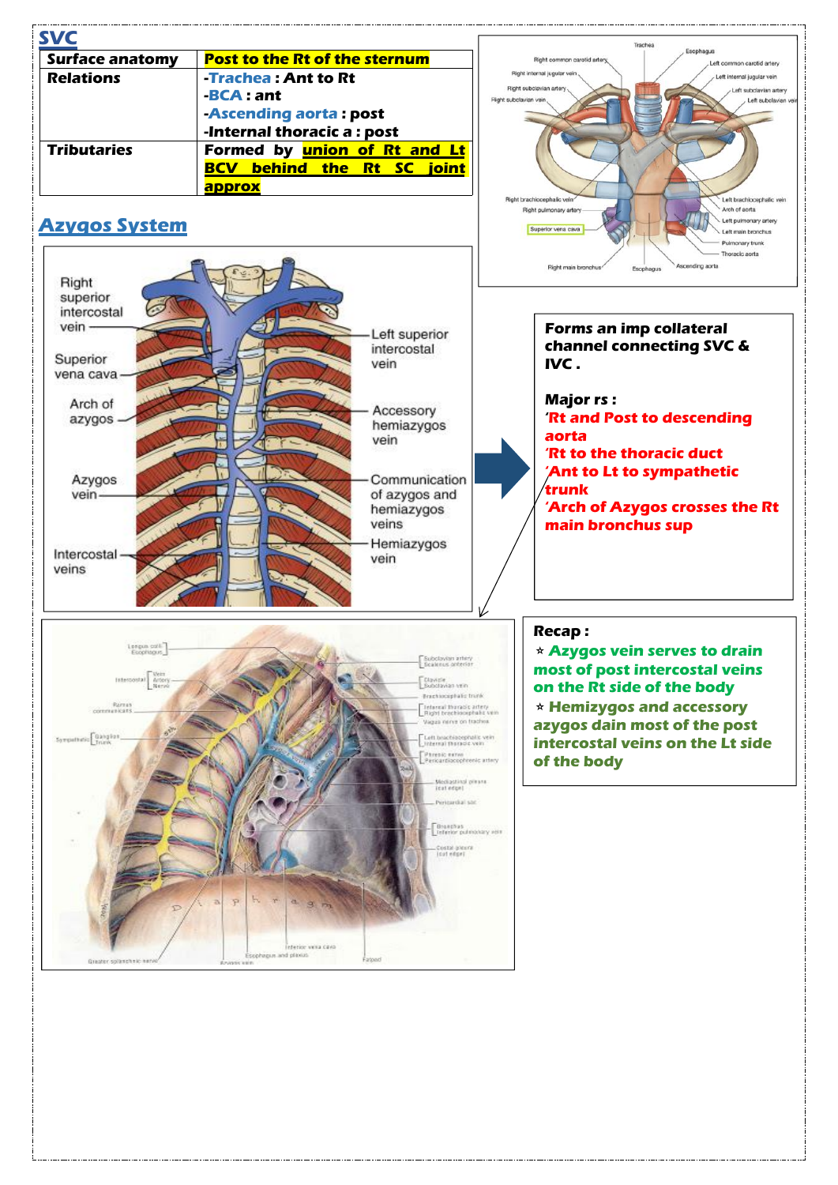## SVC

| Surface anatomy | Post to the Rt of the sternum |
|---|---|
| Relations | -Trachea : Ant to Rt<br>-BCA : ant<br>-Ascending aorta : post<br>-Internal thoracic a : post |
| Tributaries | Formed by union of Rt and Lt BCV behind the Rt SC joint approx |

## Azygos System

Forms an imp collateral channel connecting SVC & IVC .

**Major rs :**

'Rt and Post to descending aorta

'Rt to the thoracic duct

'Ant to Lt to sympathetic trunk

'Arch of Azygos crosses the Rt main bronchus sup

**Recap :**

⋆ Azygos vein serves to drain most of post intercostal veins on the Rt side of the body

⋆ Hemizygos and accessory azygos dain most of the post intercostal veins on the Lt side of the body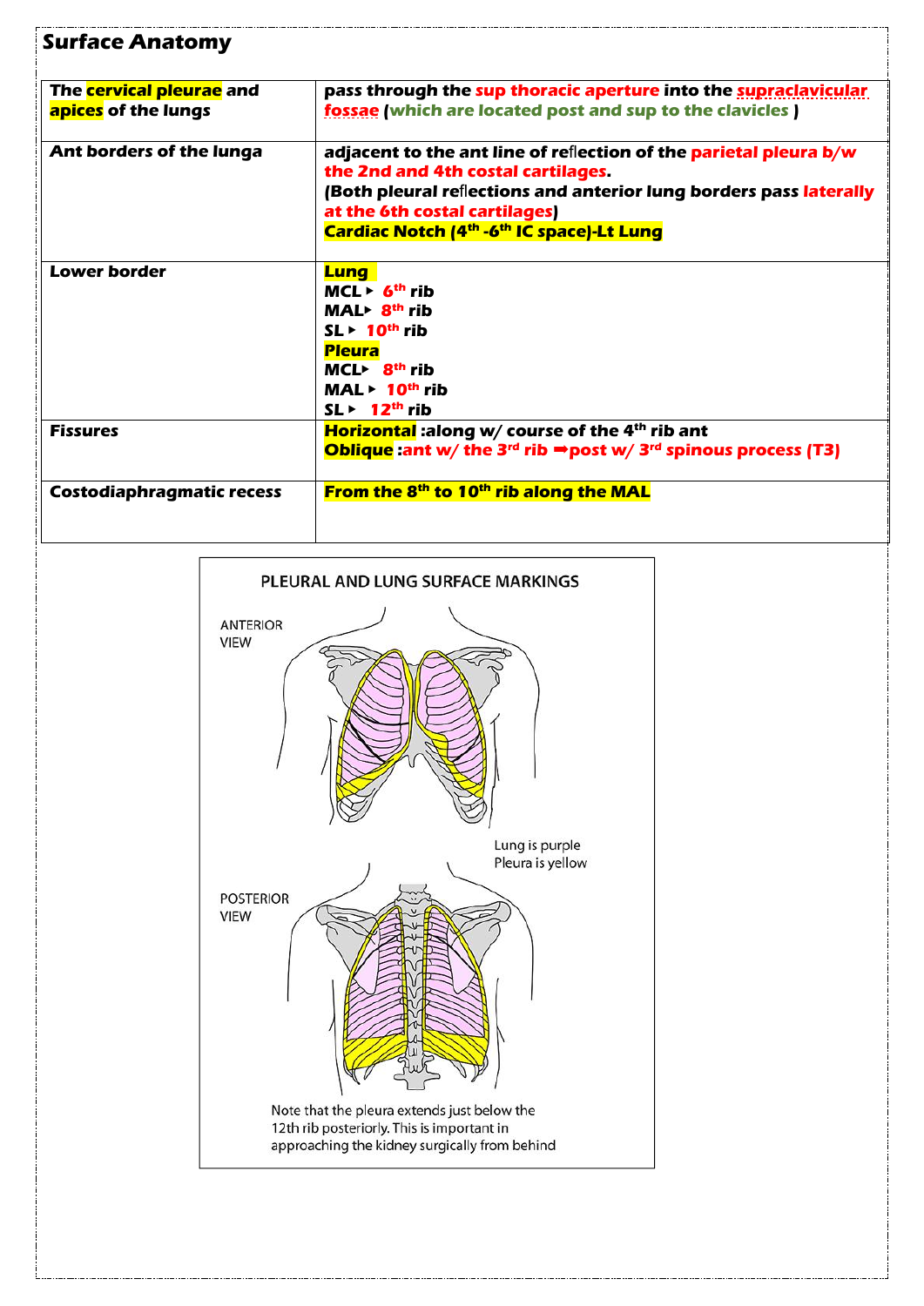# Surface Anatomy

| | |
|---|---|
| **The cervical pleurae and apices of the lungs** | **pass through the sup thoracic aperture into the supraclavicular fossae (which are located post and sup to the clavicles )** |
| **Ant borders of the lunga** | **adjacent to the ant line of reflection of the parietal pleura b/w the 2nd and 4th costal cartilages.**<br>**(Both pleural reflections and anterior lung borders pass laterally at the 6th costal cartilages)**<br>**Cardiac Notch (4th -6th IC space)-Lt Lung** |
| **Lower border** | **Lung**<br>**MCL ▸ 6th rib**<br>**MAL▸ 8th rib**<br>**SL ▸ 10th rib**<br>**Pleura**<br>**MCL▸ 8th rib**<br>**MAL ▸ 10th rib**<br>**SL ▸ 12th rib** |
| **Fissures** | **Horizontal :along w/ course of the 4th rib ant**<br>**Oblique :ant w/ the 3rd rib ➡post w/ 3rd spinous process (T3)** |
| **Costodiaphragmatic recess** | **From the 8th to 10th rib along the MAL** |

PLEURAL AND LUNG SURFACE MARKINGS

ANTERIOR VIEW

Lung is purple
Pleura is yellow

POSTERIOR VIEW

Note that the pleura extends just below the 12th rib posteriorly. This is important in approaching the kidney surgically from behind